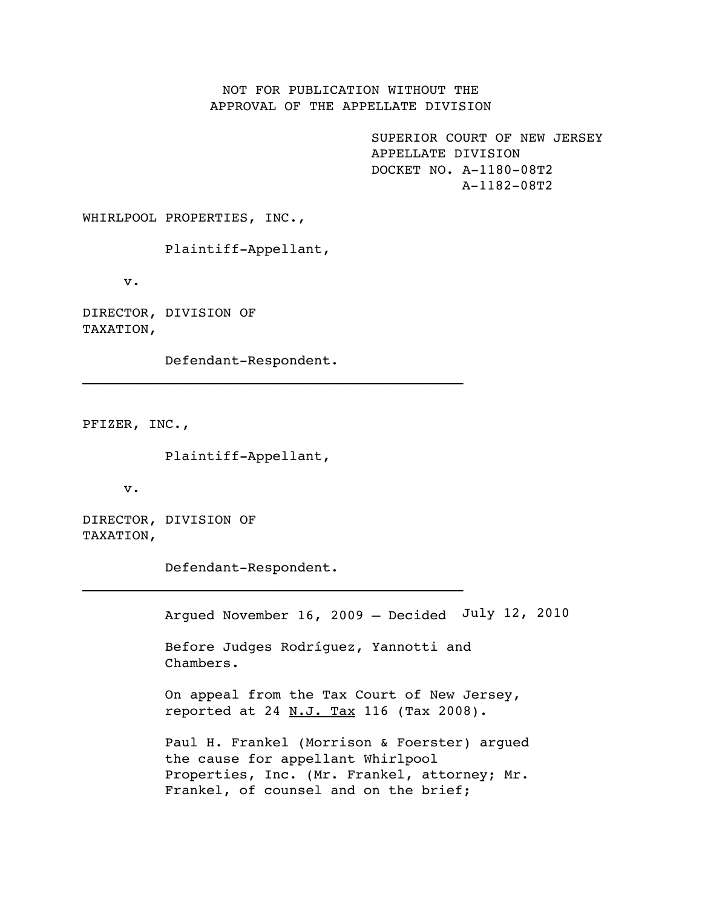NOT FOR PUBLICATION WITHOUT THE
APPROVAL OF THE APPELLATE DIVISION

SUPERIOR COURT OF NEW JERSEY
APPELLATE DIVISION
DOCKET NO. A-1180-08T2
A-1182-08T2

WHIRLPOOL PROPERTIES, INC.,

Plaintiff-Appellant,

v.

DIRECTOR, DIVISION OF
TAXATION,

Defendant-Respondent.

---

PFIZER, INC.,

Plaintiff-Appellant,

v.

DIRECTOR, DIVISION OF
TAXATION,

Defendant-Respondent.

---

Argued November 16, 2009 – Decided July 12, 2010

Before Judges Rodríguez, Yannotti and Chambers.

On appeal from the Tax Court of New Jersey, reported at 24 N.J. Tax 116 (Tax 2008).

Paul H. Frankel (Morrison & Foerster) argued the cause for appellant Whirlpool Properties, Inc. (Mr. Frankel, attorney; Mr. Frankel, of counsel and on the brief;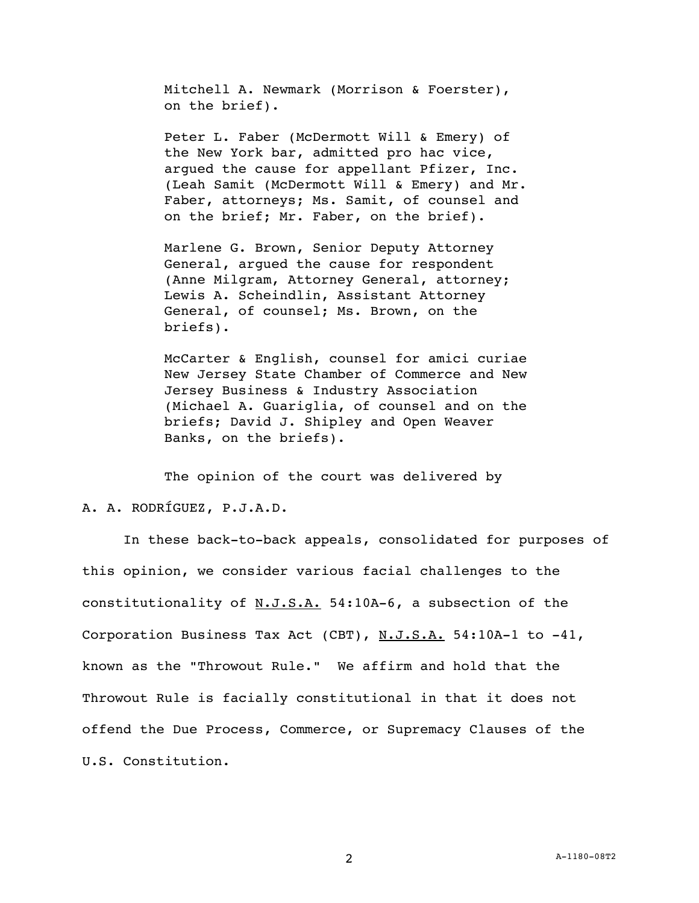Mitchell A. Newmark (Morrison & Foerster), on the brief).

Peter L. Faber (McDermott Will & Emery) of the New York bar, admitted pro hac vice, argued the cause for appellant Pfizer, Inc. (Leah Samit (McDermott Will & Emery) and Mr. Faber, attorneys; Ms. Samit, of counsel and on the brief; Mr. Faber, on the brief).

Marlene G. Brown, Senior Deputy Attorney General, argued the cause for respondent (Anne Milgram, Attorney General, attorney; Lewis A. Scheindlin, Assistant Attorney General, of counsel; Ms. Brown, on the briefs).

McCarter & English, counsel for amici curiae New Jersey State Chamber of Commerce and New Jersey Business & Industry Association (Michael A. Guariglia, of counsel and on the briefs; David J. Shipley and Open Weaver Banks, on the briefs).

The opinion of the court was delivered by

A. A. RODRÍGUEZ, P.J.A.D.

In these back-to-back appeals, consolidated for purposes of this opinion, we consider various facial challenges to the constitutionality of <u>N.J.S.A.</u> 54:10A-6, a subsection of the Corporation Business Tax Act (CBT), <u>N.J.S.A.</u> 54:10A-1 to -41, known as the "Throwout Rule." We affirm and hold that the Throwout Rule is facially constitutional in that it does not offend the Due Process, Commerce, or Supremacy Clauses of the U.S. Constitution.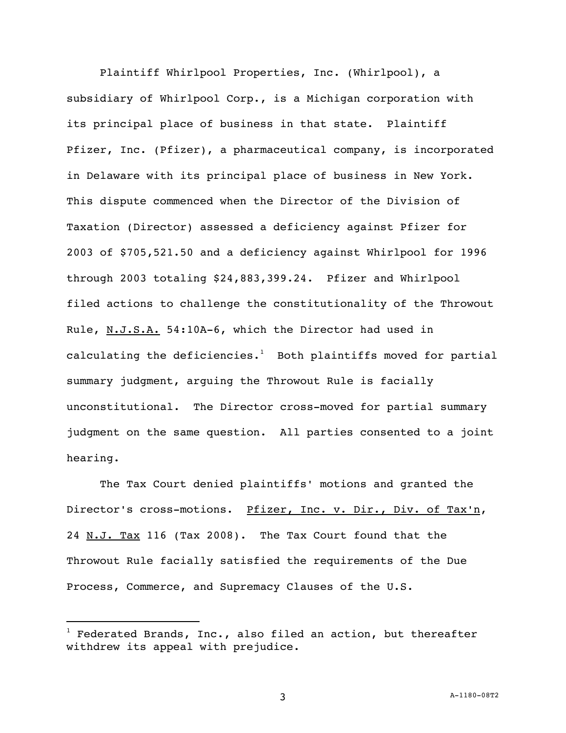Plaintiff Whirlpool Properties, Inc. (Whirlpool), a subsidiary of Whirlpool Corp., is a Michigan corporation with its principal place of business in that state. Plaintiff Pfizer, Inc. (Pfizer), a pharmaceutical company, is incorporated in Delaware with its principal place of business in New York. This dispute commenced when the Director of the Division of Taxation (Director) assessed a deficiency against Pfizer for 2003 of $705,521.50 and a deficiency against Whirlpool for 1996 through 2003 totaling $24,883,399.24. Pfizer and Whirlpool filed actions to challenge the constitutionality of the Throwout Rule, N.J.S.A. 54:10A-6, which the Director had used in calculating the deficiencies.[1] Both plaintiffs moved for partial summary judgment, arguing the Throwout Rule is facially unconstitutional. The Director cross-moved for partial summary judgment on the same question. All parties consented to a joint hearing.

The Tax Court denied plaintiffs' motions and granted the Director's cross-motions. Pfizer, Inc. v. Dir., Div. of Tax'n, 24 N.J. Tax 116 (Tax 2008). The Tax Court found that the Throwout Rule facially satisfied the requirements of the Due Process, Commerce, and Supremacy Clauses of the U.S.

---

[1] Federated Brands, Inc., also filed an action, but thereafter withdrew its appeal with prejudice.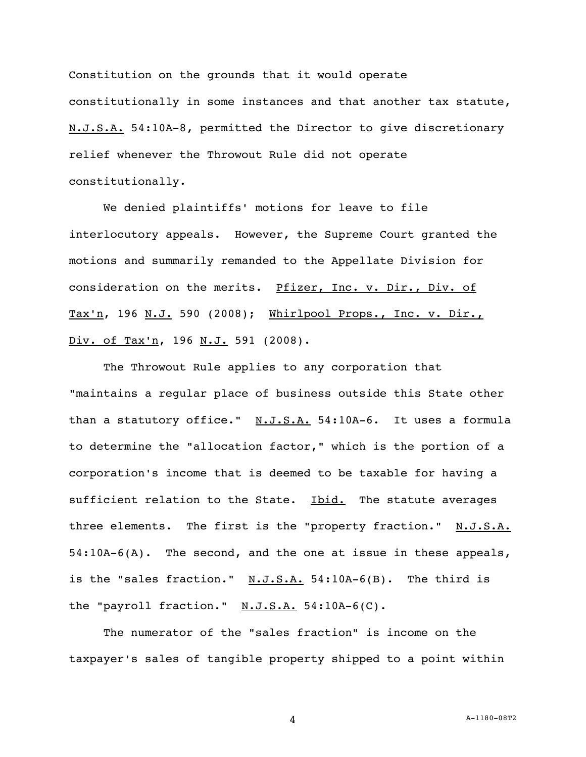Constitution on the grounds that it would operate constitutionally in some instances and that another tax statute, N.J.S.A. 54:10A-8, permitted the Director to give discretionary relief whenever the Throwout Rule did not operate constitutionally.

We denied plaintiffs' motions for leave to file interlocutory appeals. However, the Supreme Court granted the motions and summarily remanded to the Appellate Division for consideration on the merits. Pfizer, Inc. v. Dir., Div. of Tax'n, 196 N.J. 590 (2008); Whirlpool Props., Inc. v. Dir., Div. of Tax'n, 196 N.J. 591 (2008).

The Throwout Rule applies to any corporation that "maintains a regular place of business outside this State other than a statutory office." N.J.S.A. 54:10A-6. It uses a formula to determine the "allocation factor," which is the portion of a corporation's income that is deemed to be taxable for having a sufficient relation to the State. Ibid. The statute averages three elements. The first is the "property fraction." N.J.S.A. 54:10A-6(A). The second, and the one at issue in these appeals, is the "sales fraction." N.J.S.A. 54:10A-6(B). The third is the "payroll fraction." N.J.S.A. 54:10A-6(C).

The numerator of the "sales fraction" is income on the taxpayer's sales of tangible property shipped to a point within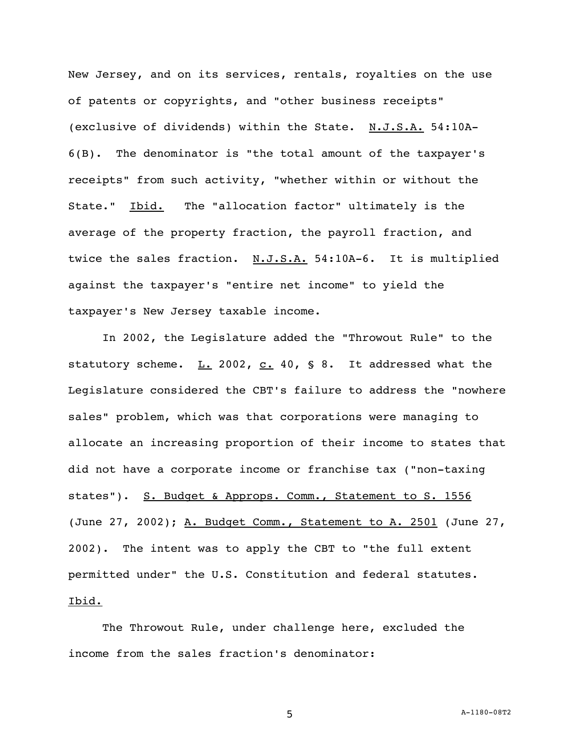New Jersey, and on its services, rentals, royalties on the use of patents or copyrights, and "other business receipts" (exclusive of dividends) within the State. N.J.S.A. 54:10A-6(B). The denominator is "the total amount of the taxpayer's receipts" from such activity, "whether within or without the State." Ibid. The "allocation factor" ultimately is the average of the property fraction, the payroll fraction, and twice the sales fraction. N.J.S.A. 54:10A-6. It is multiplied against the taxpayer's "entire net income" to yield the taxpayer's New Jersey taxable income.

In 2002, the Legislature added the "Throwout Rule" to the statutory scheme. L. 2002, c. 40, § 8. It addressed what the Legislature considered the CBT's failure to address the "nowhere sales" problem, which was that corporations were managing to allocate an increasing proportion of their income to states that did not have a corporate income or franchise tax ("non-taxing states"). S. Budget & Approps. Comm., Statement to S. 1556 (June 27, 2002); A. Budget Comm., Statement to A. 2501 (June 27, 2002). The intent was to apply the CBT to "the full extent permitted under" the U.S. Constitution and federal statutes. Ibid.

The Throwout Rule, under challenge here, excluded the income from the sales fraction's denominator: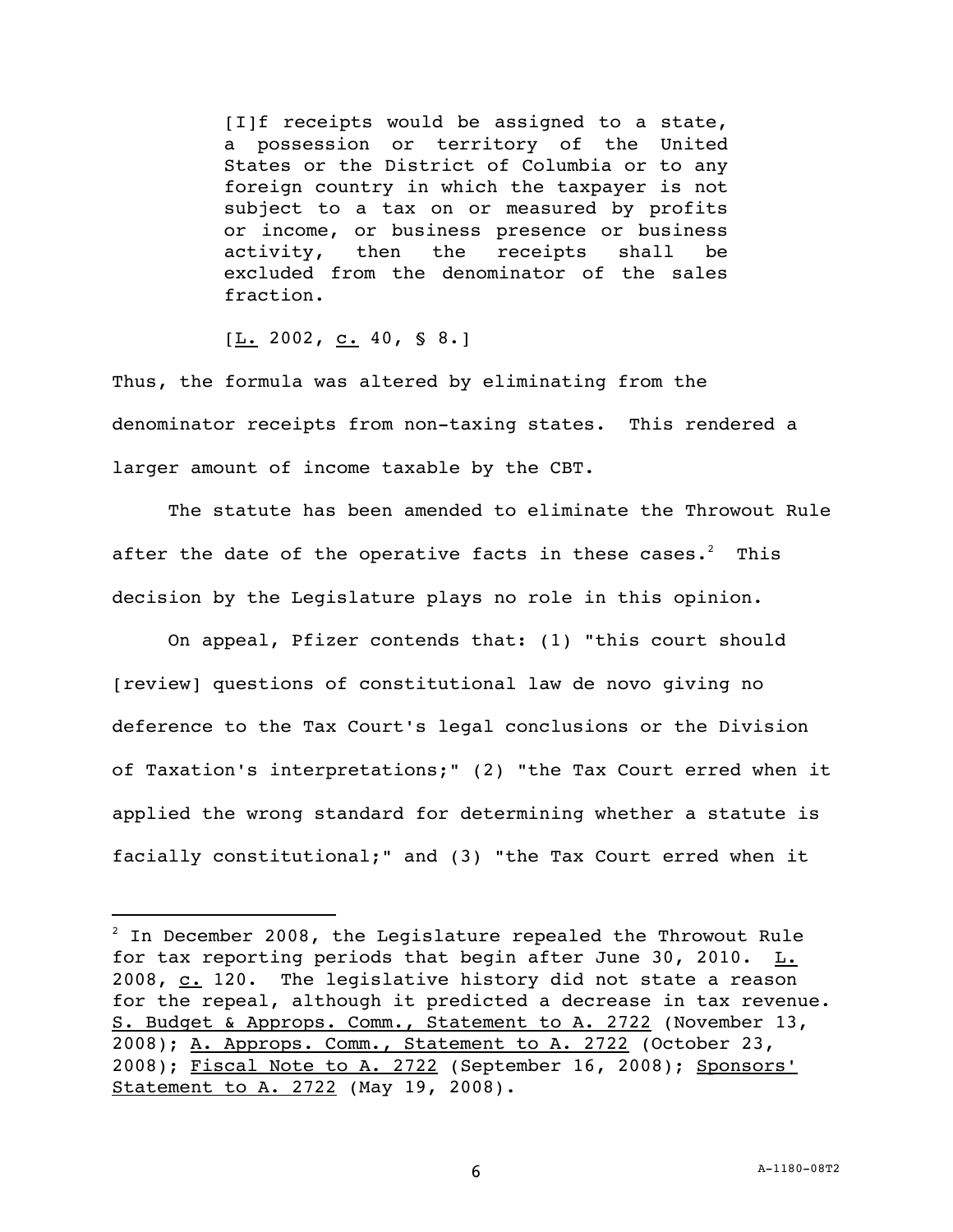> [I]f receipts would be assigned to a state, a possession or territory of the United States or the District of Columbia or to any foreign country in which the taxpayer is not subject to a tax on or measured by profits or income, or business presence or business activity, then the receipts shall be excluded from the denominator of the sales fraction.
>
> [L. 2002, c. 40, § 8.]

Thus, the formula was altered by eliminating from the denominator receipts from non-taxing states. This rendered a larger amount of income taxable by the CBT.

The statute has been amended to eliminate the Throwout Rule after the date of the operative facts in these cases.[2] This decision by the Legislature plays no role in this opinion.

On appeal, Pfizer contends that: (1) "this court should [review] questions of constitutional law de novo giving no deference to the Tax Court's legal conclusions or the Division of Taxation's interpretations;" (2) "the Tax Court erred when it applied the wrong standard for determining whether a statute is facially constitutional;" and (3) "the Tax Court erred when it

---

[2] In December 2008, the Legislature repealed the Throwout Rule for tax reporting periods that begin after June 30, 2010. L. 2008, c. 120. The legislative history did not state a reason for the repeal, although it predicted a decrease in tax revenue. S. Budget & Approps. Comm., Statement to A. 2722 (November 13, 2008); A. Approps. Comm., Statement to A. 2722 (October 23, 2008); Fiscal Note to A. 2722 (September 16, 2008); Sponsors' Statement to A. 2722 (May 19, 2008).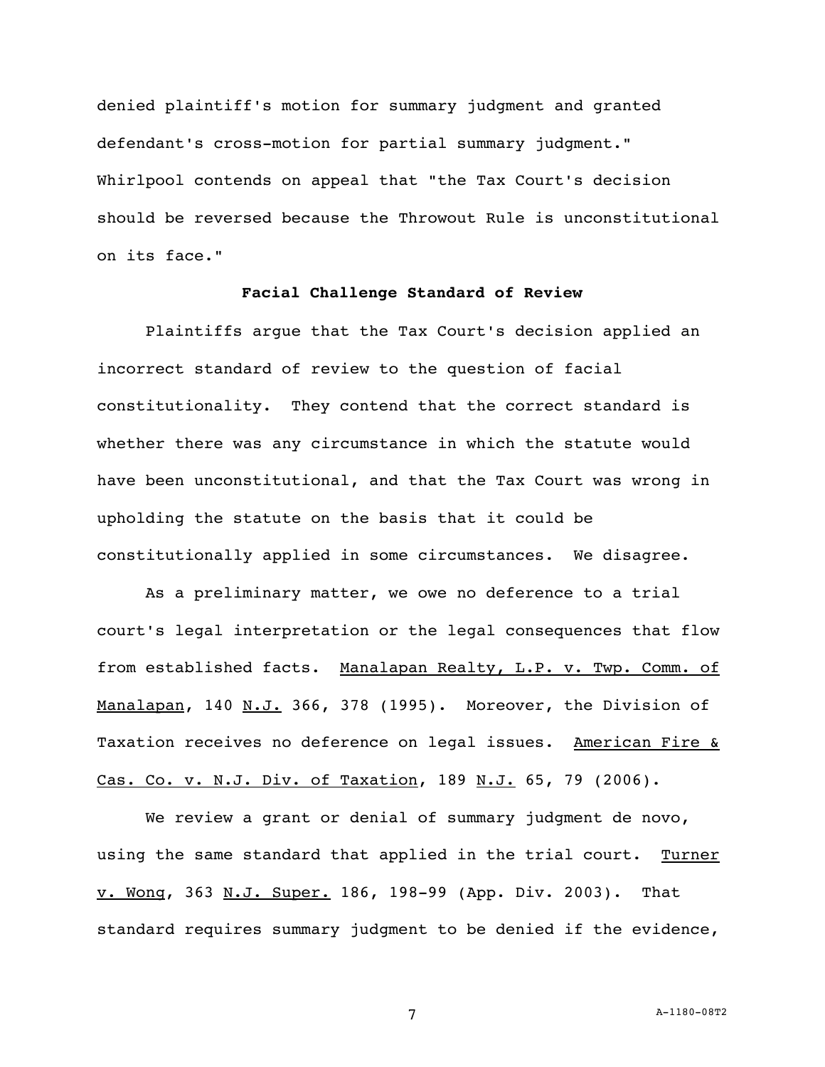denied plaintiff's motion for summary judgment and granted defendant's cross-motion for partial summary judgment." Whirlpool contends on appeal that "the Tax Court's decision should be reversed because the Throwout Rule is unconstitutional on its face."

**Facial Challenge Standard of Review**

Plaintiffs argue that the Tax Court's decision applied an incorrect standard of review to the question of facial constitutionality. They contend that the correct standard is whether there was any circumstance in which the statute would have been unconstitutional, and that the Tax Court was wrong in upholding the statute on the basis that it could be constitutionally applied in some circumstances. We disagree.

As a preliminary matter, we owe no deference to a trial court's legal interpretation or the legal consequences that flow from established facts. Manalapan Realty, L.P. v. Twp. Comm. of Manalapan, 140 N.J. 366, 378 (1995). Moreover, the Division of Taxation receives no deference on legal issues. American Fire & Cas. Co. v. N.J. Div. of Taxation, 189 N.J. 65, 79 (2006).

We review a grant or denial of summary judgment de novo, using the same standard that applied in the trial court. Turner v. Wong, 363 N.J. Super. 186, 198-99 (App. Div. 2003). That standard requires summary judgment to be denied if the evidence,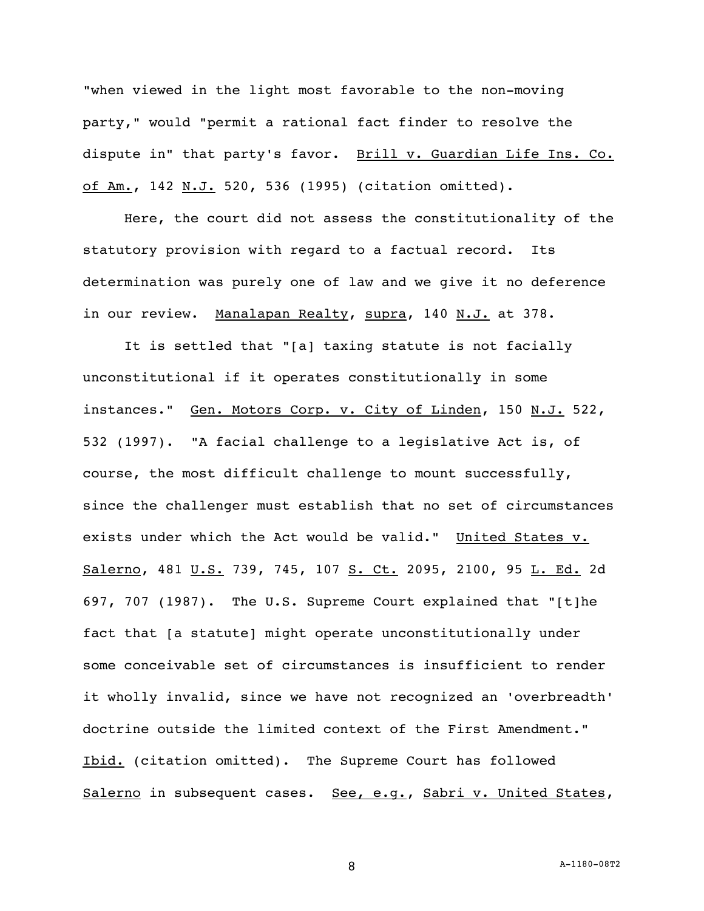"when viewed in the light most favorable to the non-moving party," would "permit a rational fact finder to resolve the dispute in" that party's favor. Brill v. Guardian Life Ins. Co. of Am., 142 N.J. 520, 536 (1995) (citation omitted).

Here, the court did not assess the constitutionality of the statutory provision with regard to a factual record. Its determination was purely one of law and we give it no deference in our review. Manalapan Realty, supra, 140 N.J. at 378.

It is settled that "[a] taxing statute is not facially unconstitutional if it operates constitutionally in some instances." Gen. Motors Corp. v. City of Linden, 150 N.J. 522, 532 (1997). "A facial challenge to a legislative Act is, of course, the most difficult challenge to mount successfully, since the challenger must establish that no set of circumstances exists under which the Act would be valid." United States v. Salerno, 481 U.S. 739, 745, 107 S. Ct. 2095, 2100, 95 L. Ed. 2d 697, 707 (1987). The U.S. Supreme Court explained that "[t]he fact that [a statute] might operate unconstitutionally under some conceivable set of circumstances is insufficient to render it wholly invalid, since we have not recognized an 'overbreadth' doctrine outside the limited context of the First Amendment." Ibid. (citation omitted). The Supreme Court has followed Salerno in subsequent cases. See, e.g., Sabri v. United States,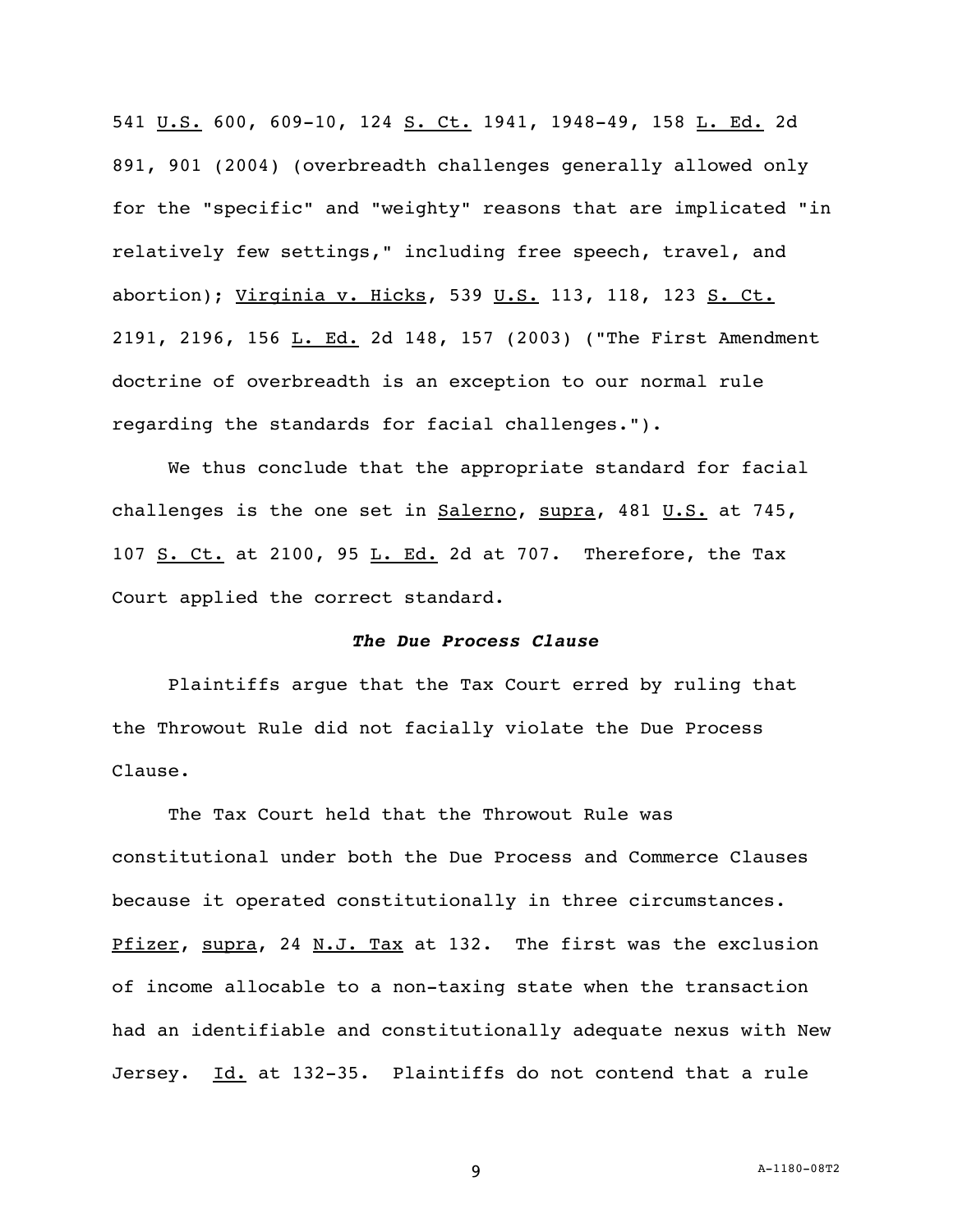541 U.S. 600, 609-10, 124 S. Ct. 1941, 1948-49, 158 L. Ed. 2d 891, 901 (2004) (overbreadth challenges generally allowed only for the "specific" and "weighty" reasons that are implicated "in relatively few settings," including free speech, travel, and abortion); Virginia v. Hicks, 539 U.S. 113, 118, 123 S. Ct. 2191, 2196, 156 L. Ed. 2d 148, 157 (2003) ("The First Amendment doctrine of overbreadth is an exception to our normal rule regarding the standards for facial challenges.").

We thus conclude that the appropriate standard for facial challenges is the one set in Salerno, supra, 481 U.S. at 745, 107 S. Ct. at 2100, 95 L. Ed. 2d at 707. Therefore, the Tax Court applied the correct standard.

***The Due Process Clause***

Plaintiffs argue that the Tax Court erred by ruling that the Throwout Rule did not facially violate the Due Process Clause.

The Tax Court held that the Throwout Rule was constitutional under both the Due Process and Commerce Clauses because it operated constitutionally in three circumstances. Pfizer, supra, 24 N.J. Tax at 132. The first was the exclusion of income allocable to a non-taxing state when the transaction had an identifiable and constitutionally adequate nexus with New Jersey. Id. at 132-35. Plaintiffs do not contend that a rule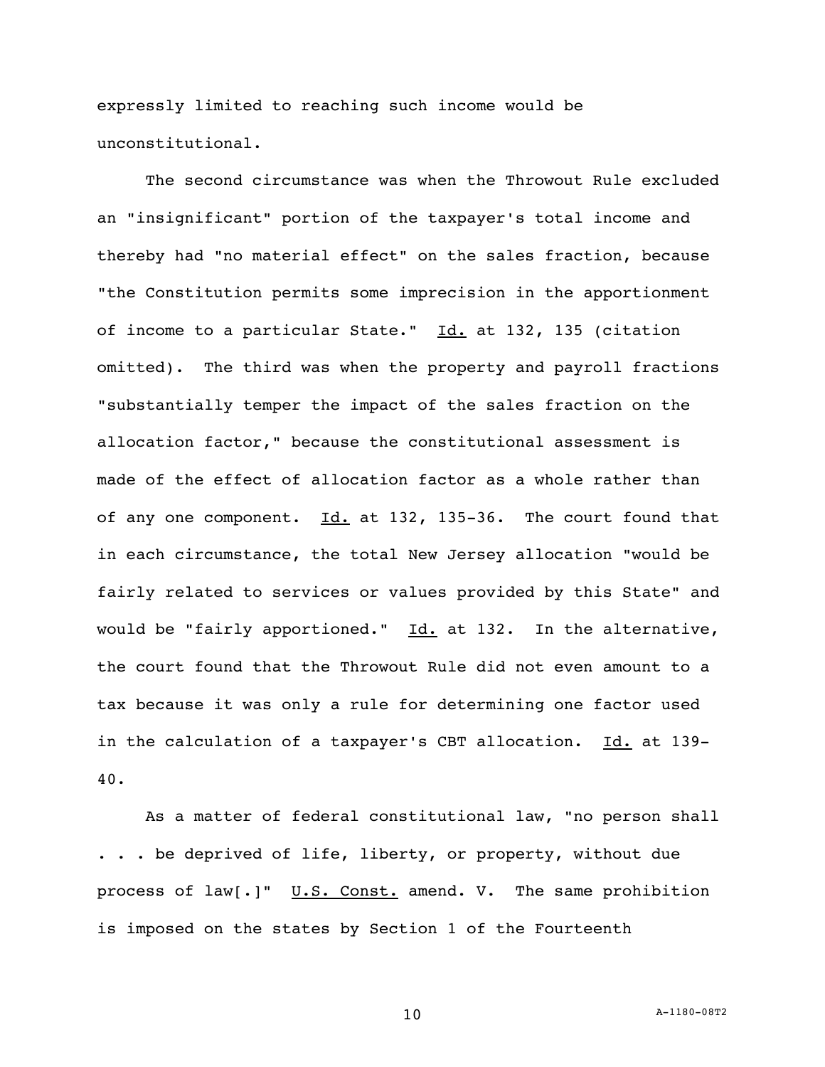expressly limited to reaching such income would be unconstitutional.

The second circumstance was when the Throwout Rule excluded an "insignificant" portion of the taxpayer's total income and thereby had "no material effect" on the sales fraction, because "the Constitution permits some imprecision in the apportionment of income to a particular State." Id. at 132, 135 (citation omitted). The third was when the property and payroll fractions "substantially temper the impact of the sales fraction on the allocation factor," because the constitutional assessment is made of the effect of allocation factor as a whole rather than of any one component. Id. at 132, 135-36. The court found that in each circumstance, the total New Jersey allocation "would be fairly related to services or values provided by this State" and would be "fairly apportioned." Id. at 132. In the alternative, the court found that the Throwout Rule did not even amount to a tax because it was only a rule for determining one factor used in the calculation of a taxpayer's CBT allocation. Id. at 139-40.

As a matter of federal constitutional law, "no person shall . . . be deprived of life, liberty, or property, without due process of law[.]" U.S. Const. amend. V. The same prohibition is imposed on the states by Section 1 of the Fourteenth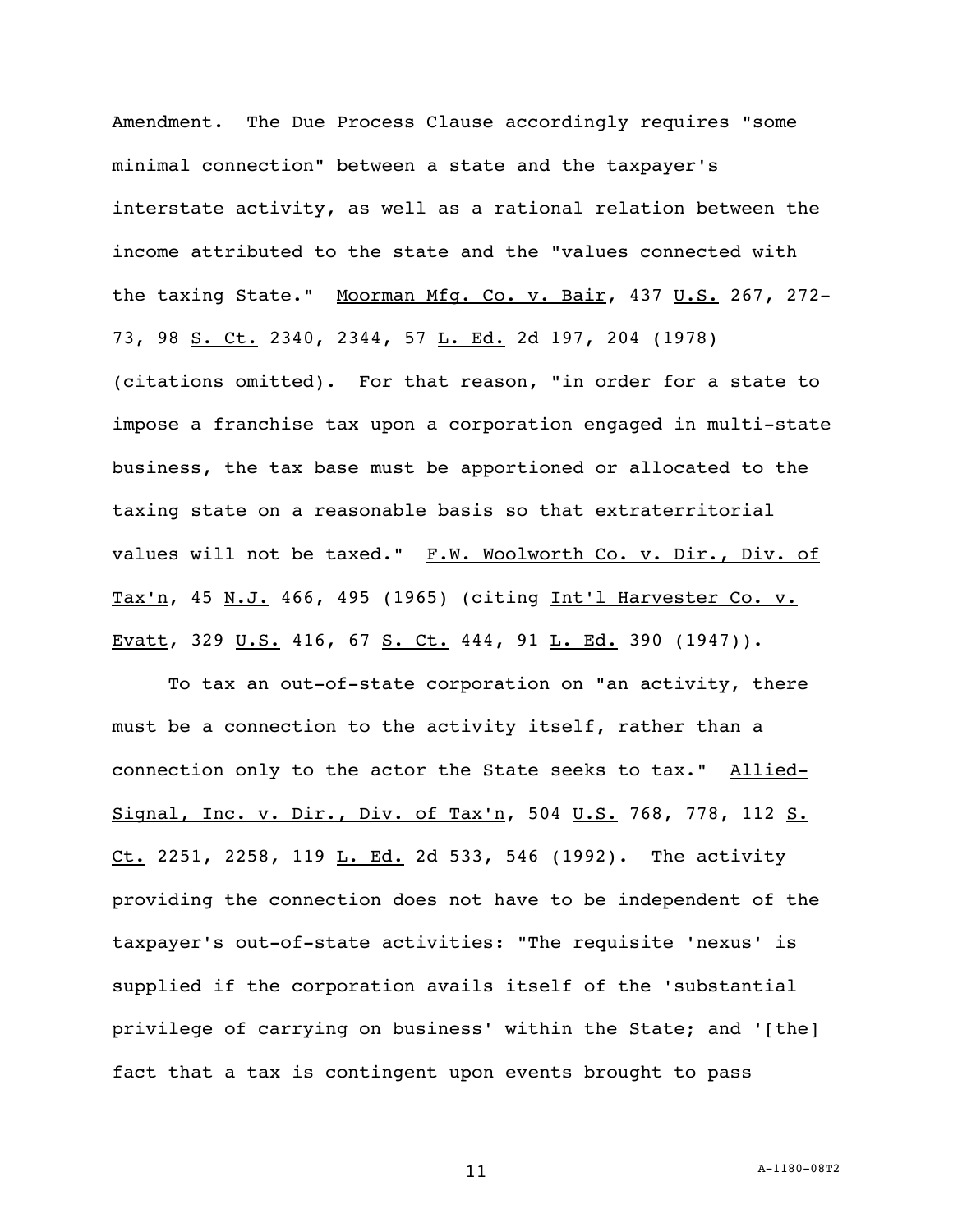Amendment. The Due Process Clause accordingly requires "some minimal connection" between a state and the taxpayer's interstate activity, as well as a rational relation between the income attributed to the state and the "values connected with the taxing State." Moorman Mfg. Co. v. Bair, 437 U.S. 267, 272-73, 98 S. Ct. 2340, 2344, 57 L. Ed. 2d 197, 204 (1978) (citations omitted). For that reason, "in order for a state to impose a franchise tax upon a corporation engaged in multi-state business, the tax base must be apportioned or allocated to the taxing state on a reasonable basis so that extraterritorial values will not be taxed." F.W. Woolworth Co. v. Dir., Div. of Tax'n, 45 N.J. 466, 495 (1965) (citing Int'l Harvester Co. v. Evatt, 329 U.S. 416, 67 S. Ct. 444, 91 L. Ed. 390 (1947)).

To tax an out-of-state corporation on "an activity, there must be a connection to the activity itself, rather than a connection only to the actor the State seeks to tax." Allied-Signal, Inc. v. Dir., Div. of Tax'n, 504 U.S. 768, 778, 112 S. Ct. 2251, 2258, 119 L. Ed. 2d 533, 546 (1992). The activity providing the connection does not have to be independent of the taxpayer's out-of-state activities: "The requisite 'nexus' is supplied if the corporation avails itself of the 'substantial privilege of carrying on business' within the State; and '[the] fact that a tax is contingent upon events brought to pass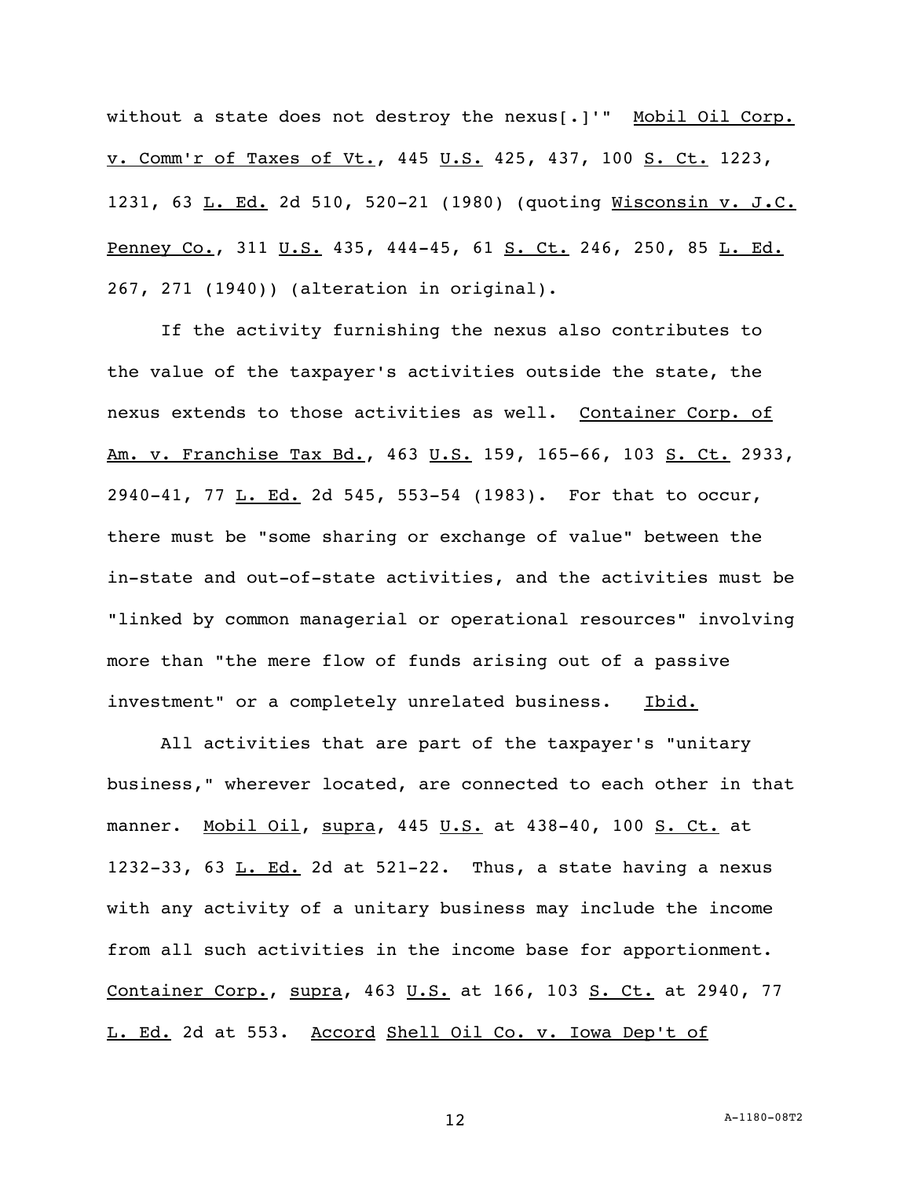without a state does not destroy the nexus[.]'" Mobil Oil Corp. v. Comm'r of Taxes of Vt., 445 U.S. 425, 437, 100 S. Ct. 1223, 1231, 63 L. Ed. 2d 510, 520-21 (1980) (quoting Wisconsin v. J.C. Penney Co., 311 U.S. 435, 444-45, 61 S. Ct. 246, 250, 85 L. Ed. 267, 271 (1940)) (alteration in original).

If the activity furnishing the nexus also contributes to the value of the taxpayer's activities outside the state, the nexus extends to those activities as well. Container Corp. of Am. v. Franchise Tax Bd., 463 U.S. 159, 165-66, 103 S. Ct. 2933, 2940-41, 77 L. Ed. 2d 545, 553-54 (1983). For that to occur, there must be "some sharing or exchange of value" between the in-state and out-of-state activities, and the activities must be "linked by common managerial or operational resources" involving more than "the mere flow of funds arising out of a passive investment" or a completely unrelated business. Ibid.

All activities that are part of the taxpayer's "unitary business," wherever located, are connected to each other in that manner. Mobil Oil, supra, 445 U.S. at 438-40, 100 S. Ct. at 1232-33, 63 L. Ed. 2d at 521-22. Thus, a state having a nexus with any activity of a unitary business may include the income from all such activities in the income base for apportionment. Container Corp., supra, 463 U.S. at 166, 103 S. Ct. at 2940, 77 L. Ed. 2d at 553. Accord Shell Oil Co. v. Iowa Dep't of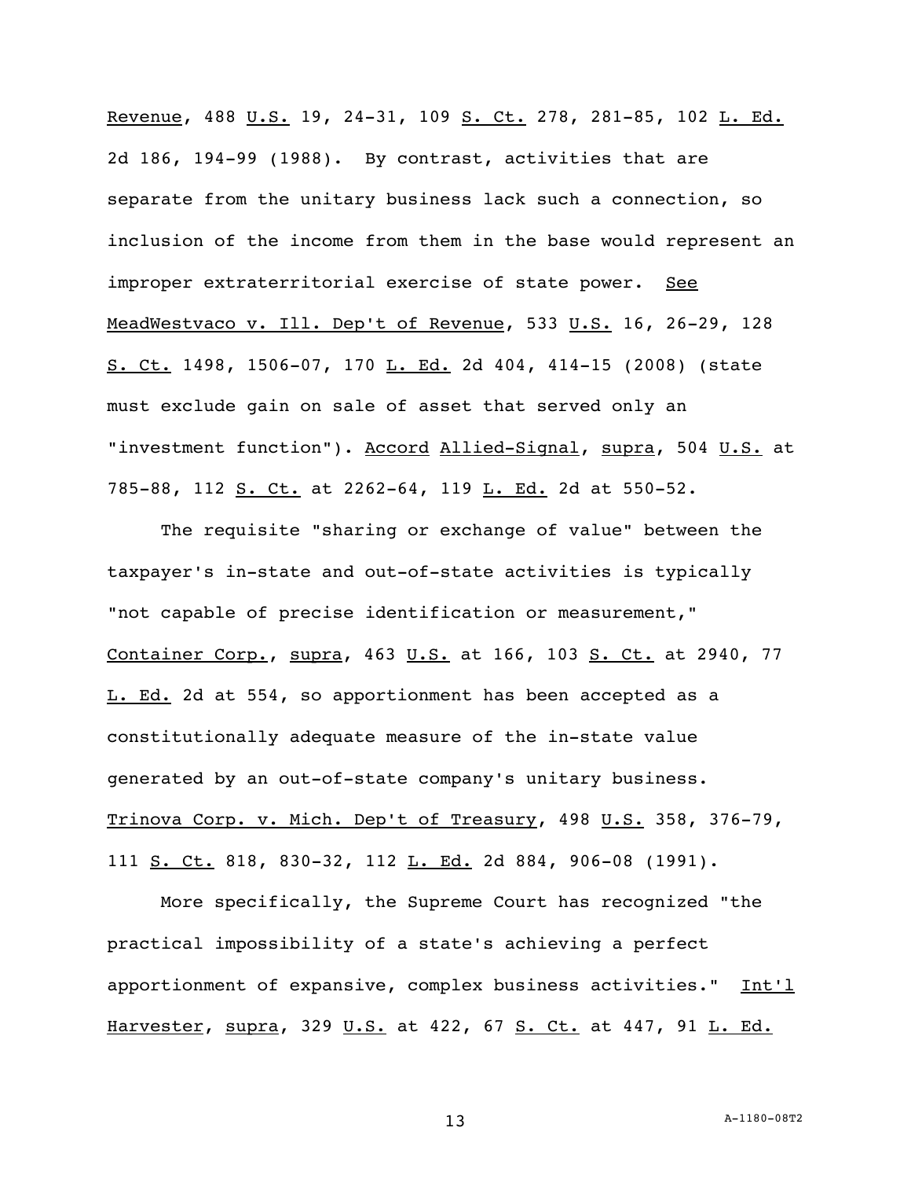Revenue, 488 U.S. 19, 24-31, 109 S. Ct. 278, 281-85, 102 L. Ed. 2d 186, 194-99 (1988). By contrast, activities that are separate from the unitary business lack such a connection, so inclusion of the income from them in the base would represent an improper extraterritorial exercise of state power. See MeadWestvaco v. Ill. Dep't of Revenue, 533 U.S. 16, 26-29, 128 S. Ct. 1498, 1506-07, 170 L. Ed. 2d 404, 414-15 (2008) (state must exclude gain on sale of asset that served only an "investment function"). Accord Allied-Signal, supra, 504 U.S. at 785-88, 112 S. Ct. at 2262-64, 119 L. Ed. 2d at 550-52.

The requisite "sharing or exchange of value" between the taxpayer's in-state and out-of-state activities is typically "not capable of precise identification or measurement," Container Corp., supra, 463 U.S. at 166, 103 S. Ct. at 2940, 77 L. Ed. 2d at 554, so apportionment has been accepted as a constitutionally adequate measure of the in-state value generated by an out-of-state company's unitary business. Trinova Corp. v. Mich. Dep't of Treasury, 498 U.S. 358, 376-79, 111 S. Ct. 818, 830-32, 112 L. Ed. 2d 884, 906-08 (1991).

More specifically, the Supreme Court has recognized "the practical impossibility of a state's achieving a perfect apportionment of expansive, complex business activities." Int'l Harvester, supra, 329 U.S. at 422, 67 S. Ct. at 447, 91 L. Ed.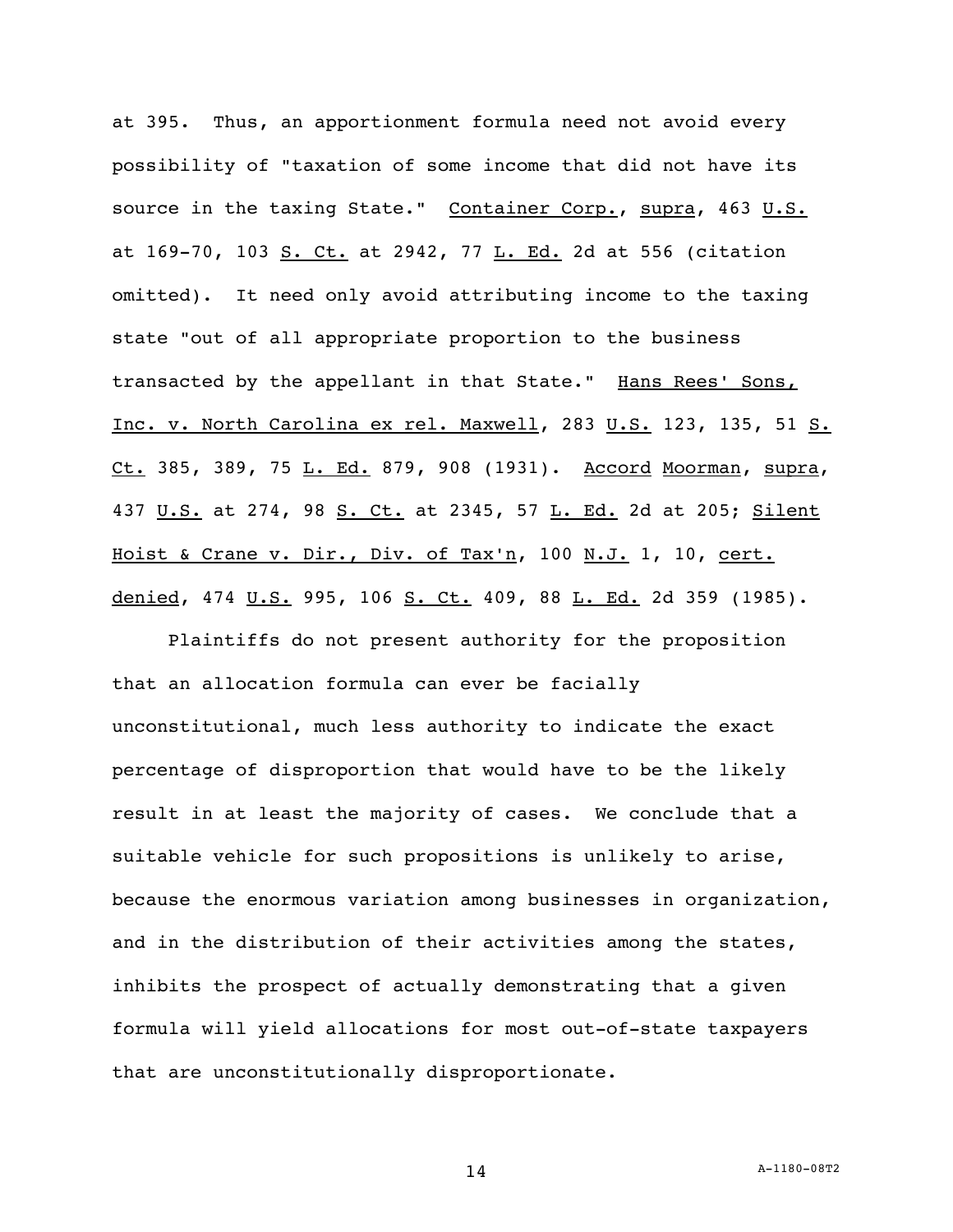at 395. Thus, an apportionment formula need not avoid every possibility of "taxation of some income that did not have its source in the taxing State." Container Corp., supra, 463 U.S. at 169-70, 103 S. Ct. at 2942, 77 L. Ed. 2d at 556 (citation omitted). It need only avoid attributing income to the taxing state "out of all appropriate proportion to the business transacted by the appellant in that State." Hans Rees' Sons, Inc. v. North Carolina ex rel. Maxwell, 283 U.S. 123, 135, 51 S. Ct. 385, 389, 75 L. Ed. 879, 908 (1931). Accord Moorman, supra, 437 U.S. at 274, 98 S. Ct. at 2345, 57 L. Ed. 2d at 205; Silent Hoist & Crane v. Dir., Div. of Tax'n, 100 N.J. 1, 10, cert. denied, 474 U.S. 995, 106 S. Ct. 409, 88 L. Ed. 2d 359 (1985).

Plaintiffs do not present authority for the proposition that an allocation formula can ever be facially unconstitutional, much less authority to indicate the exact percentage of disproportion that would have to be the likely result in at least the majority of cases. We conclude that a suitable vehicle for such propositions is unlikely to arise, because the enormous variation among businesses in organization, and in the distribution of their activities among the states, inhibits the prospect of actually demonstrating that a given formula will yield allocations for most out-of-state taxpayers that are unconstitutionally disproportionate.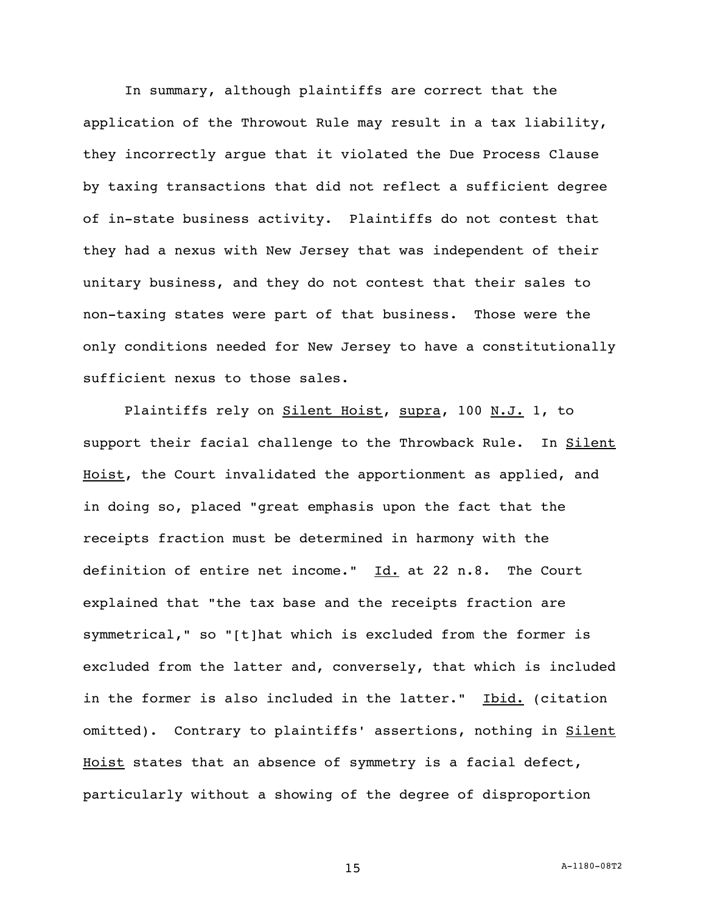In summary, although plaintiffs are correct that the application of the Throwout Rule may result in a tax liability, they incorrectly argue that it violated the Due Process Clause by taxing transactions that did not reflect a sufficient degree of in-state business activity. Plaintiffs do not contest that they had a nexus with New Jersey that was independent of their unitary business, and they do not contest that their sales to non-taxing states were part of that business. Those were the only conditions needed for New Jersey to have a constitutionally sufficient nexus to those sales.

Plaintiffs rely on Silent Hoist, supra, 100 N.J. 1, to support their facial challenge to the Throwback Rule. In Silent Hoist, the Court invalidated the apportionment as applied, and in doing so, placed "great emphasis upon the fact that the receipts fraction must be determined in harmony with the definition of entire net income." Id. at 22 n.8. The Court explained that "the tax base and the receipts fraction are symmetrical," so "[t]hat which is excluded from the former is excluded from the latter and, conversely, that which is included in the former is also included in the latter." Ibid. (citation omitted). Contrary to plaintiffs' assertions, nothing in Silent Hoist states that an absence of symmetry is a facial defect, particularly without a showing of the degree of disproportion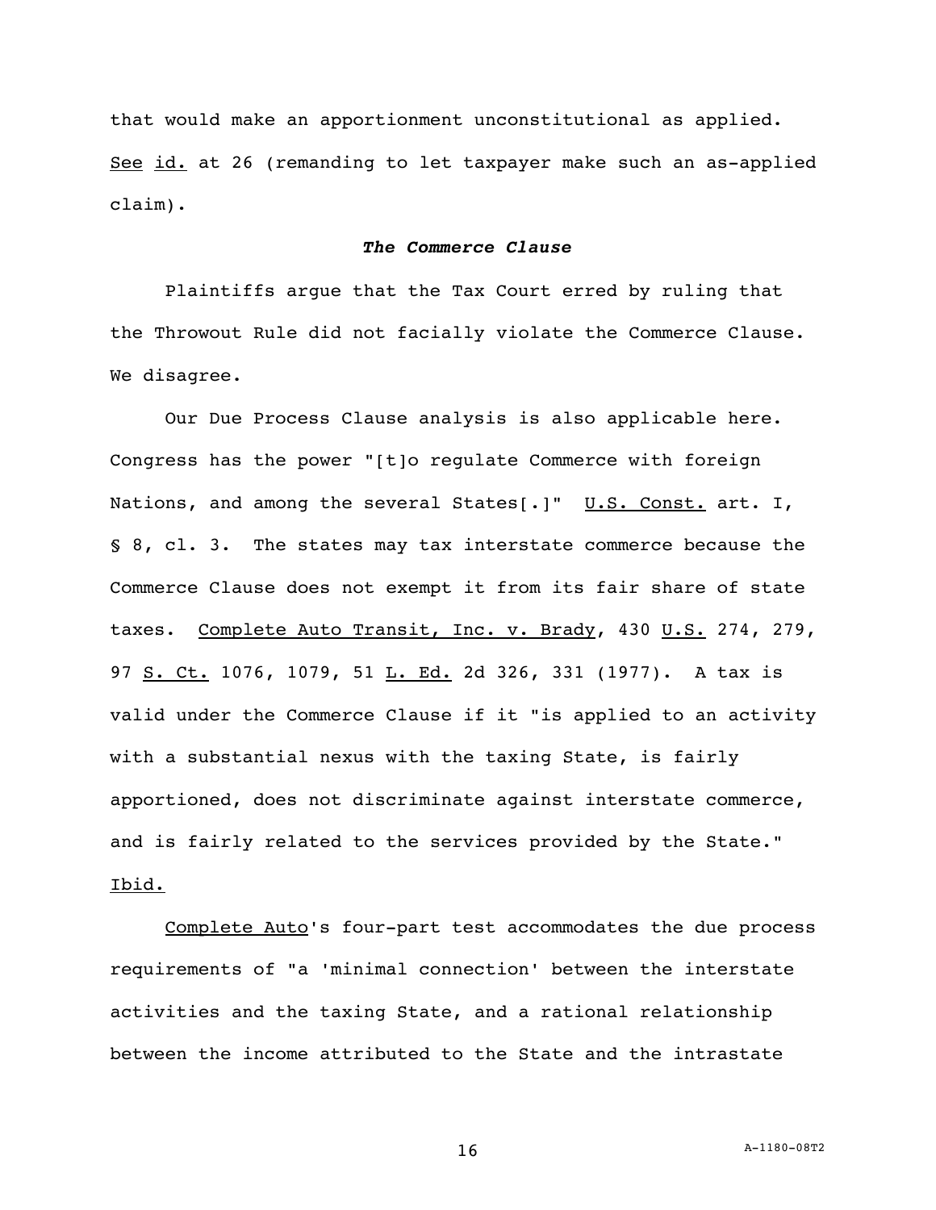that would make an apportionment unconstitutional as applied. See id. at 26 (remanding to let taxpayer make such an as-applied claim).

### *The Commerce Clause*

Plaintiffs argue that the Tax Court erred by ruling that the Throwout Rule did not facially violate the Commerce Clause. We disagree.

Our Due Process Clause analysis is also applicable here. Congress has the power "[t]o regulate Commerce with foreign Nations, and among the several States[.]" U.S. Const. art. I, § 8, cl. 3. The states may tax interstate commerce because the Commerce Clause does not exempt it from its fair share of state taxes. Complete Auto Transit, Inc. v. Brady, 430 U.S. 274, 279, 97 S. Ct. 1076, 1079, 51 L. Ed. 2d 326, 331 (1977). A tax is valid under the Commerce Clause if it "is applied to an activity with a substantial nexus with the taxing State, is fairly apportioned, does not discriminate against interstate commerce, and is fairly related to the services provided by the State." Ibid.

Complete Auto's four-part test accommodates the due process requirements of "a 'minimal connection' between the interstate activities and the taxing State, and a rational relationship between the income attributed to the State and the intrastate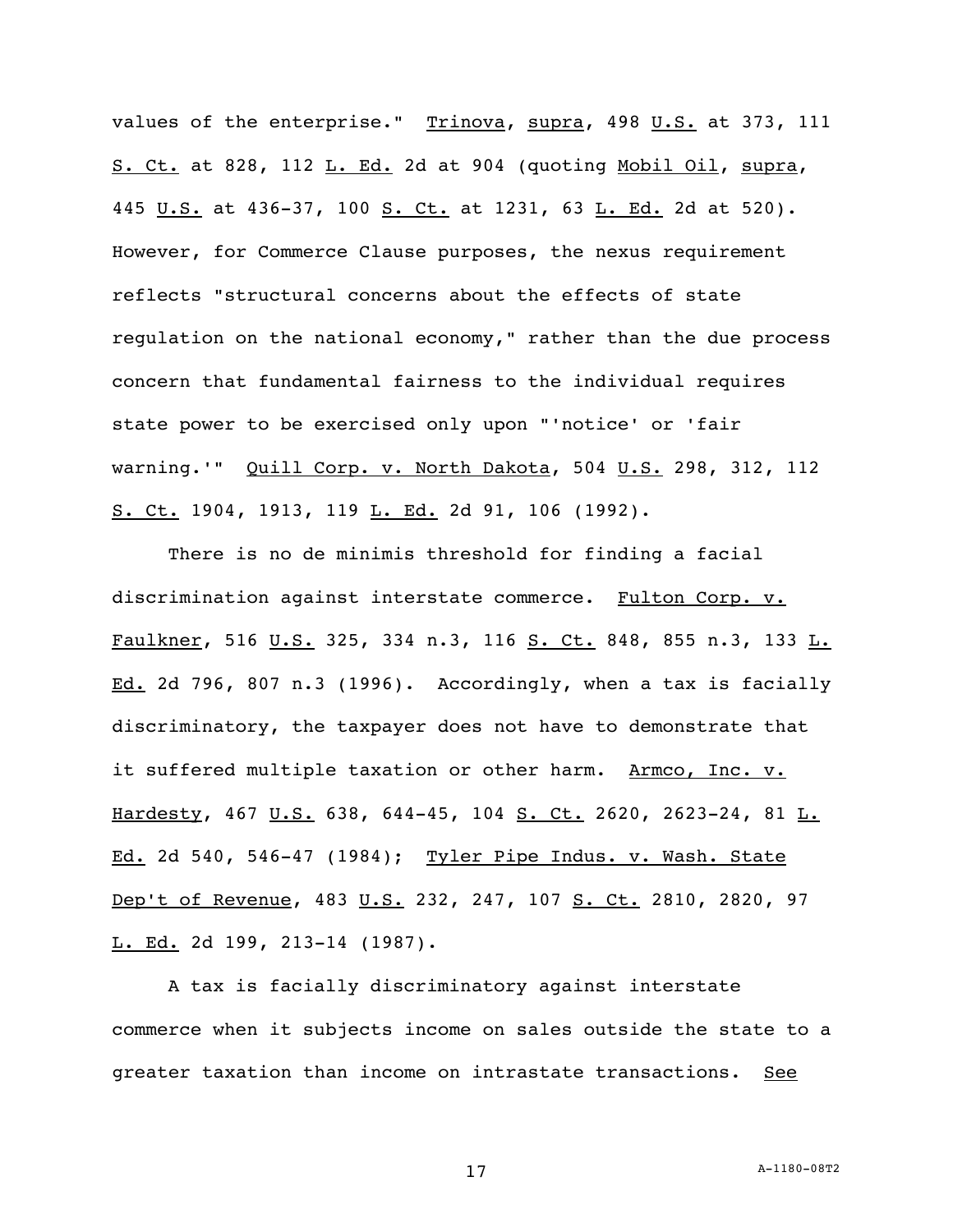values of the enterprise." Trinova, supra, 498 U.S. at 373, 111 S. Ct. at 828, 112 L. Ed. 2d at 904 (quoting Mobil Oil, supra, 445 U.S. at 436-37, 100 S. Ct. at 1231, 63 L. Ed. 2d at 520). However, for Commerce Clause purposes, the nexus requirement reflects "structural concerns about the effects of state regulation on the national economy," rather than the due process concern that fundamental fairness to the individual requires state power to be exercised only upon "'notice' or 'fair warning.'" Quill Corp. v. North Dakota, 504 U.S. 298, 312, 112 S. Ct. 1904, 1913, 119 L. Ed. 2d 91, 106 (1992).

There is no de minimis threshold for finding a facial discrimination against interstate commerce. Fulton Corp. v. Faulkner, 516 U.S. 325, 334 n.3, 116 S. Ct. 848, 855 n.3, 133 L. Ed. 2d 796, 807 n.3 (1996). Accordingly, when a tax is facially discriminatory, the taxpayer does not have to demonstrate that it suffered multiple taxation or other harm. Armco, Inc. v. Hardesty, 467 U.S. 638, 644-45, 104 S. Ct. 2620, 2623-24, 81 L. Ed. 2d 540, 546-47 (1984); Tyler Pipe Indus. v. Wash. State Dep't of Revenue, 483 U.S. 232, 247, 107 S. Ct. 2810, 2820, 97 L. Ed. 2d 199, 213-14 (1987).

A tax is facially discriminatory against interstate commerce when it subjects income on sales outside the state to a greater taxation than income on intrastate transactions. See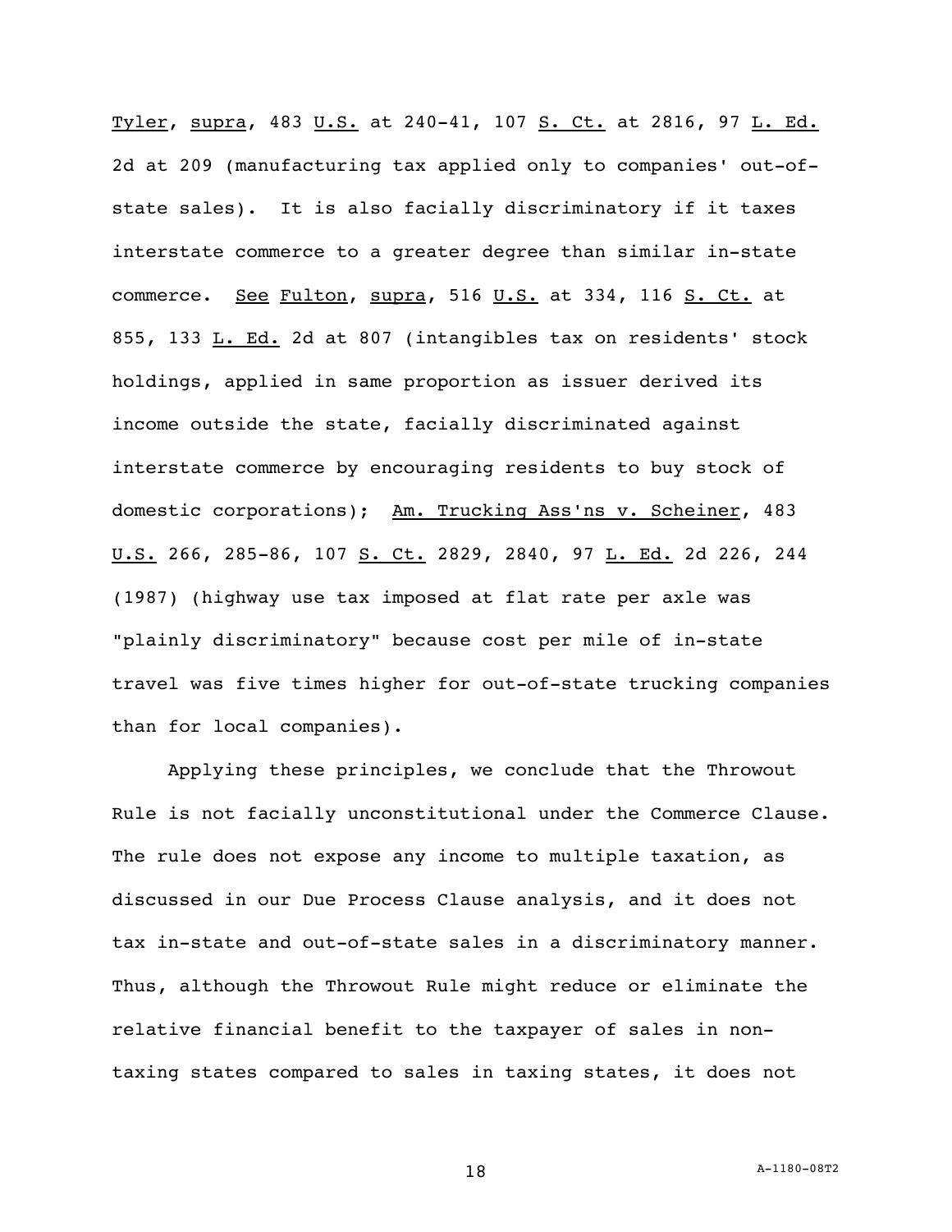Tyler, supra, 483 U.S. at 240-41, 107 S. Ct. at 2816, 97 L. Ed. 2d at 209 (manufacturing tax applied only to companies' out-of-state sales). It is also facially discriminatory if it taxes interstate commerce to a greater degree than similar in-state commerce. See Fulton, supra, 516 U.S. at 334, 116 S. Ct. at 855, 133 L. Ed. 2d at 807 (intangibles tax on residents' stock holdings, applied in same proportion as issuer derived its income outside the state, facially discriminated against interstate commerce by encouraging residents to buy stock of domestic corporations); Am. Trucking Ass'ns v. Scheiner, 483 U.S. 266, 285-86, 107 S. Ct. 2829, 2840, 97 L. Ed. 2d 226, 244 (1987) (highway use tax imposed at flat rate per axle was "plainly discriminatory" because cost per mile of in-state travel was five times higher for out-of-state trucking companies than for local companies).

Applying these principles, we conclude that the Throwout Rule is not facially unconstitutional under the Commerce Clause. The rule does not expose any income to multiple taxation, as discussed in our Due Process Clause analysis, and it does not tax in-state and out-of-state sales in a discriminatory manner. Thus, although the Throwout Rule might reduce or eliminate the relative financial benefit to the taxpayer of sales in non-taxing states compared to sales in taxing states, it does not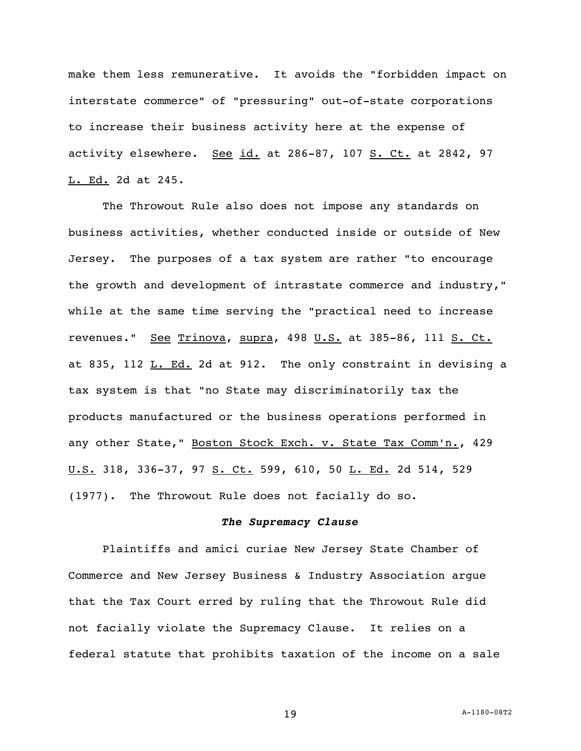make them less remunerative. It avoids the "forbidden impact on interstate commerce" of "pressuring" out-of-state corporations to increase their business activity here at the expense of activity elsewhere. See id. at 286-87, 107 S. Ct. at 2842, 97 L. Ed. 2d at 245.

The Throwout Rule also does not impose any standards on business activities, whether conducted inside or outside of New Jersey. The purposes of a tax system are rather "to encourage the growth and development of intrastate commerce and industry," while at the same time serving the "practical need to increase revenues." See Trinova, supra, 498 U.S. at 385-86, 111 S. Ct. at 835, 112 L. Ed. 2d at 912. The only constraint in devising a tax system is that "no State may discriminatorily tax the products manufactured or the business operations performed in any other State," Boston Stock Exch. v. State Tax Comm'n., 429 U.S. 318, 336-37, 97 S. Ct. 599, 610, 50 L. Ed. 2d 514, 529 (1977). The Throwout Rule does not facially do so.

### *The Supremacy Clause*

Plaintiffs and amici curiae New Jersey State Chamber of Commerce and New Jersey Business & Industry Association argue that the Tax Court erred by ruling that the Throwout Rule did not facially violate the Supremacy Clause. It relies on a federal statute that prohibits taxation of the income on a sale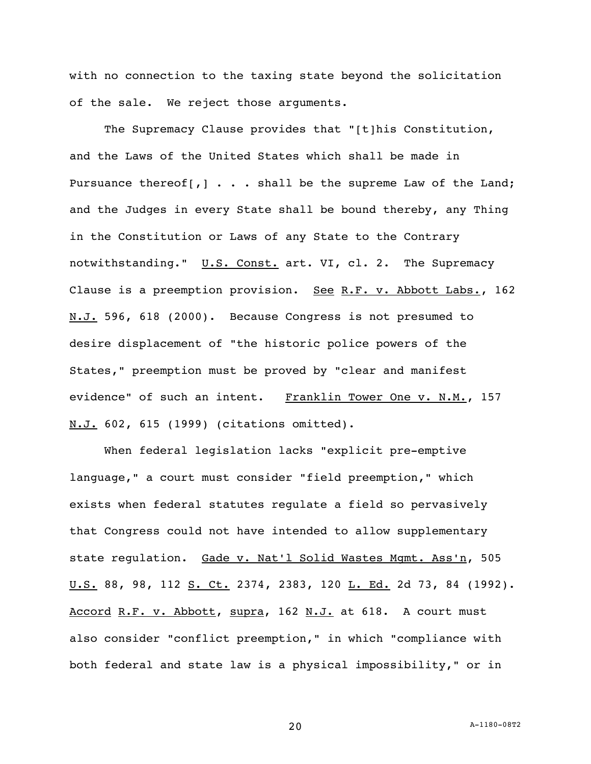with no connection to the taxing state beyond the solicitation of the sale. We reject those arguments.

The Supremacy Clause provides that "[t]his Constitution, and the Laws of the United States which shall be made in Pursuance thereof[,] . . . shall be the supreme Law of the Land; and the Judges in every State shall be bound thereby, any Thing in the Constitution or Laws of any State to the Contrary notwithstanding." U.S. Const. art. VI, cl. 2. The Supremacy Clause is a preemption provision. See R.F. v. Abbott Labs., 162 N.J. 596, 618 (2000). Because Congress is not presumed to desire displacement of "the historic police powers of the States," preemption must be proved by "clear and manifest evidence" of such an intent. Franklin Tower One v. N.M., 157 N.J. 602, 615 (1999) (citations omitted).

When federal legislation lacks "explicit pre-emptive language," a court must consider "field preemption," which exists when federal statutes regulate a field so pervasively that Congress could not have intended to allow supplementary state regulation. Gade v. Nat'l Solid Wastes Mgmt. Ass'n, 505 U.S. 88, 98, 112 S. Ct. 2374, 2383, 120 L. Ed. 2d 73, 84 (1992). Accord R.F. v. Abbott, supra, 162 N.J. at 618. A court must also consider "conflict preemption," in which "compliance with both federal and state law is a physical impossibility," or in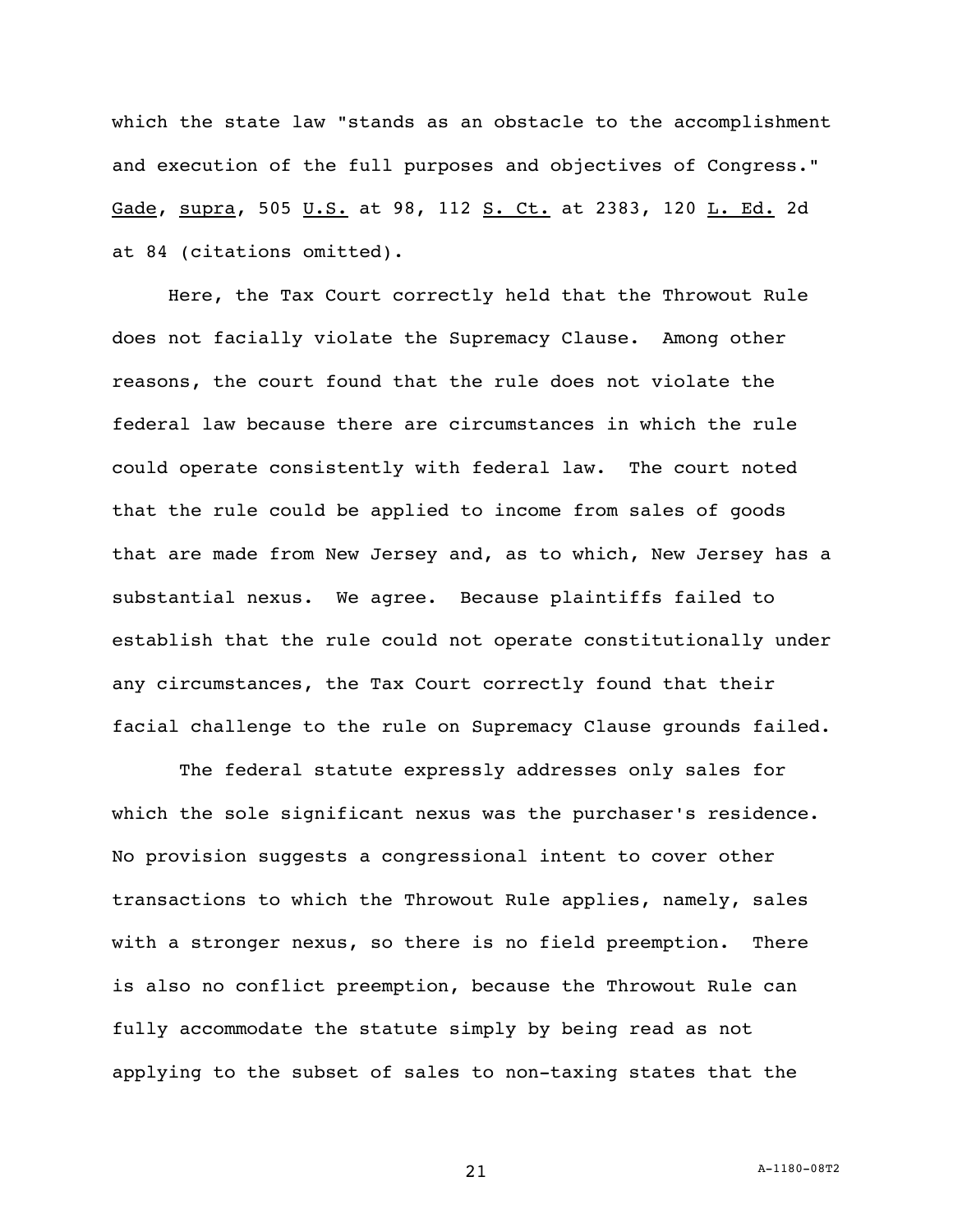which the state law "stands as an obstacle to the accomplishment and execution of the full purposes and objectives of Congress." Gade, supra, 505 U.S. at 98, 112 S. Ct. at 2383, 120 L. Ed. 2d at 84 (citations omitted).

Here, the Tax Court correctly held that the Throwout Rule does not facially violate the Supremacy Clause. Among other reasons, the court found that the rule does not violate the federal law because there are circumstances in which the rule could operate consistently with federal law. The court noted that the rule could be applied to income from sales of goods that are made from New Jersey and, as to which, New Jersey has a substantial nexus. We agree. Because plaintiffs failed to establish that the rule could not operate constitutionally under any circumstances, the Tax Court correctly found that their facial challenge to the rule on Supremacy Clause grounds failed.

The federal statute expressly addresses only sales for which the sole significant nexus was the purchaser's residence. No provision suggests a congressional intent to cover other transactions to which the Throwout Rule applies, namely, sales with a stronger nexus, so there is no field preemption. There is also no conflict preemption, because the Throwout Rule can fully accommodate the statute simply by being read as not applying to the subset of sales to non-taxing states that the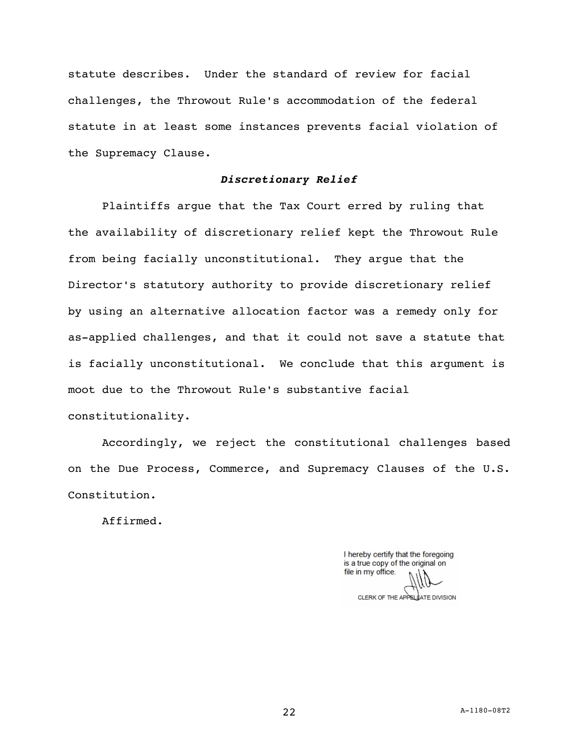statute describes. Under the standard of review for facial challenges, the Throwout Rule's accommodation of the federal statute in at least some instances prevents facial violation of the Supremacy Clause.

### *Discretionary Relief*

Plaintiffs argue that the Tax Court erred by ruling that the availability of discretionary relief kept the Throwout Rule from being facially unconstitutional. They argue that the Director's statutory authority to provide discretionary relief by using an alternative allocation factor was a remedy only for as-applied challenges, and that it could not save a statute that is facially unconstitutional. We conclude that this argument is moot due to the Throwout Rule's substantive facial constitutionality.

Accordingly, we reject the constitutional challenges based on the Due Process, Commerce, and Supremacy Clauses of the U.S. Constitution.

Affirmed.

I hereby certify that the foregoing is a true copy of the original on file in my office.

CLERK OF THE APPELLATE DIVISION